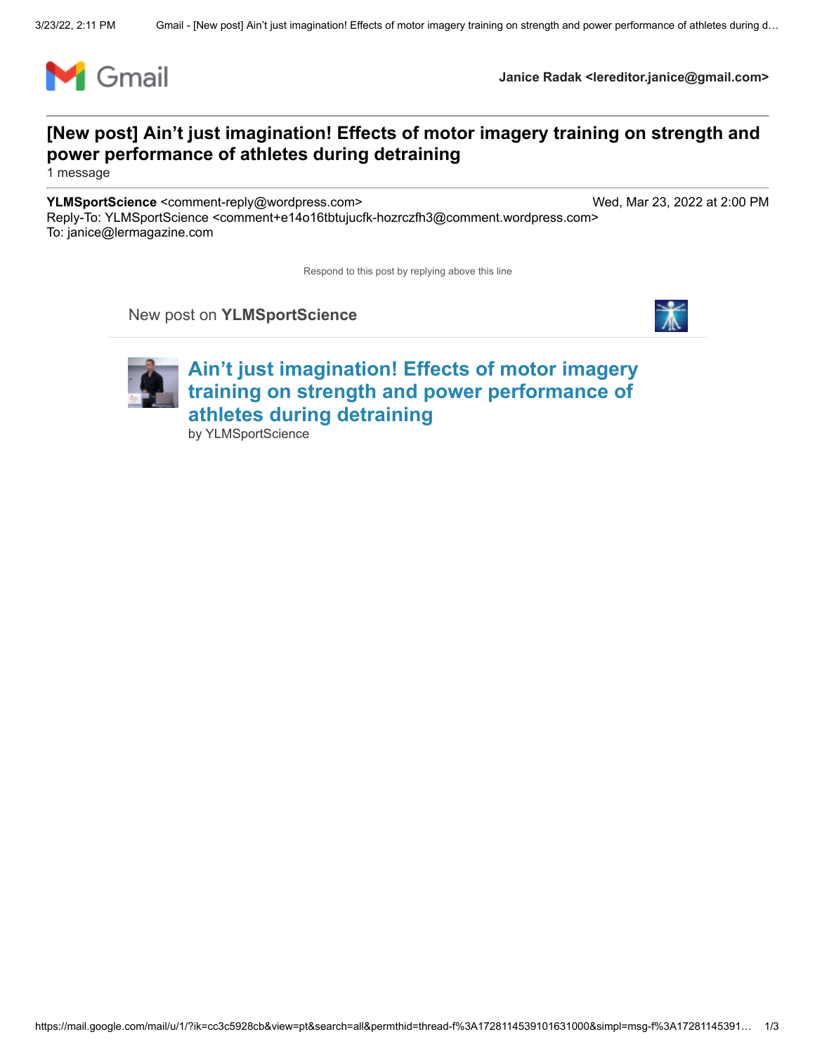Gmail

**Janice Radak <lereditor.janice@gmail.com>**

# [New post] Ain't just imagination! Effects of motor imagery training on strength and power performance of athletes during detraining

1 message

**YLMSportScience** <comment-reply@wordpress.com>  Wed, Mar 23, 2022 at 2:00 PM
Reply-To: YLMSportScience <comment+e14o16tbtujucfk-hozrczfh3@comment.wordpress.com>
To: janice@lermagazine.com

Respond to this post by replying above this line

New post on **YLMSportScience**

## Ain't just imagination! Effects of motor imagery training on strength and power performance of athletes during detraining

by YLMSportScience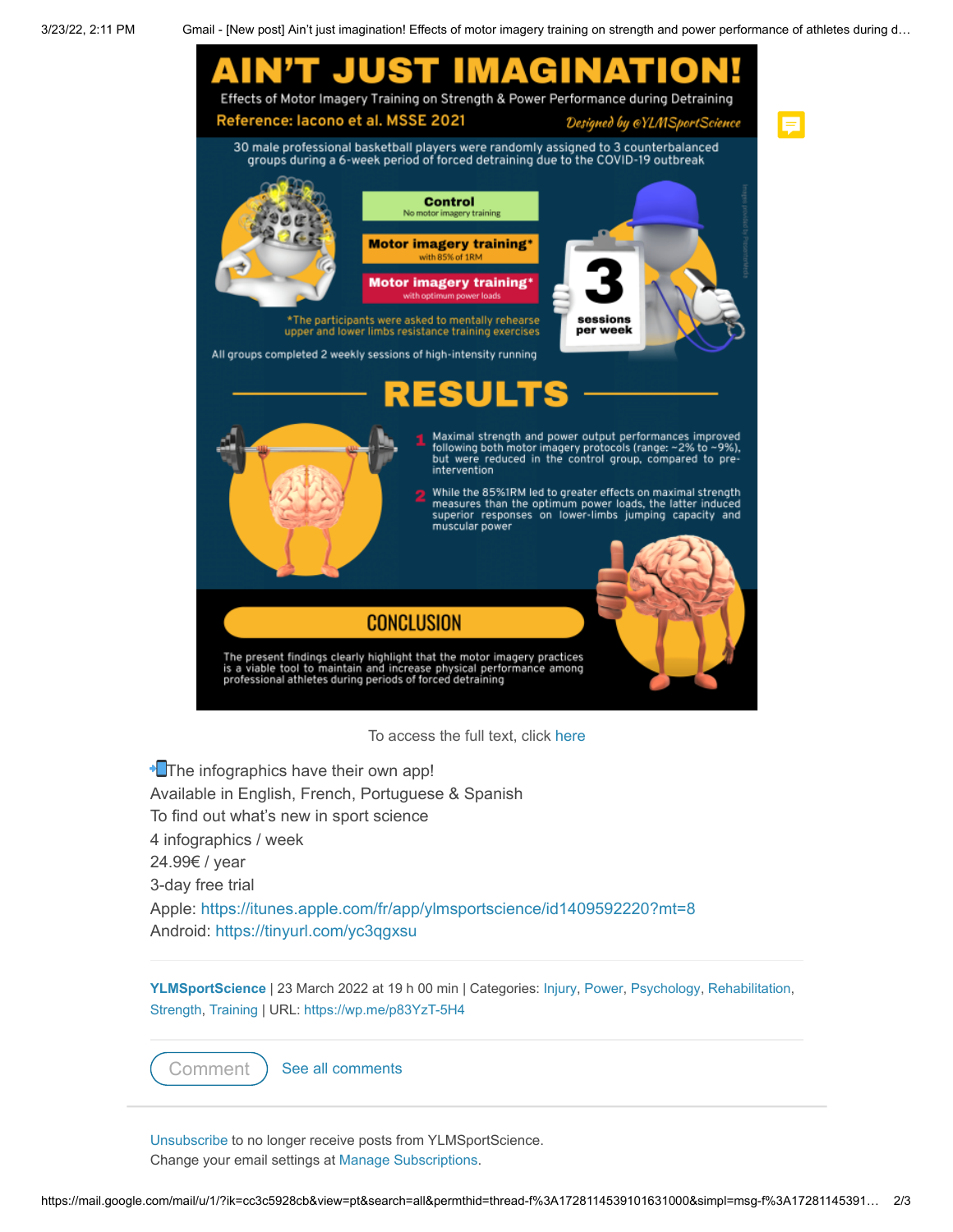# AIN'T JUST IMAGINATION!

Effects of Motor Imagery Training on Strength & Power Performance during Detraining

**Reference: Iacono et al. MSSE 2021**

*Designed by @YLMSportScience*

30 male professional basketball players were randomly assigned to 3 counterbalanced groups during a 6-week period of forced detraining due to the COVID-19 outbreak

**Control**
No motor imagery training

**Motor imagery training***
with 85% of 1RM

**Motor imagery training***
with optimum power loads

*The participants were asked to mentally rehearse upper and lower limbs resistance training exercises

**3 sessions per week**

All groups completed 2 weekly sessions of high-intensity running

## RESULTS

1. Maximal strength and power output performances improved following both motor imagery protocols (range: ~2% to ~9%), but were reduced in the control group, compared to pre-intervention

2. While the 85%1RM led to greater effects on maximal strength measures than the optimum power loads, the latter induced superior responses on lower-limbs jumping capacity and muscular power

## CONCLUSION

The present findings clearly highlight that the motor imagery practices is a viable tool to maintain and increase physical performance among professional athletes during periods of forced detraining

To access the full text, click here

The infographics have their own app!
Available in English, French, Portuguese & Spanish
To find out what's new in sport science
4 infographics / week
24.99€ / year
3-day free trial
Apple: https://itunes.apple.com/fr/app/ylmsportscience/id1409592220?mt=8
Android: https://tinyurl.com/yc3qgxsu

**YLMSportScience** | 23 March 2022 at 19 h 00 min | Categories: Injury, Power, Psychology, Rehabilitation, Strength, Training | URL: https://wp.me/p83YzT-5H4

Comment   See all comments

Unsubscribe to no longer receive posts from YLMSportScience.
Change your email settings at Manage Subscriptions.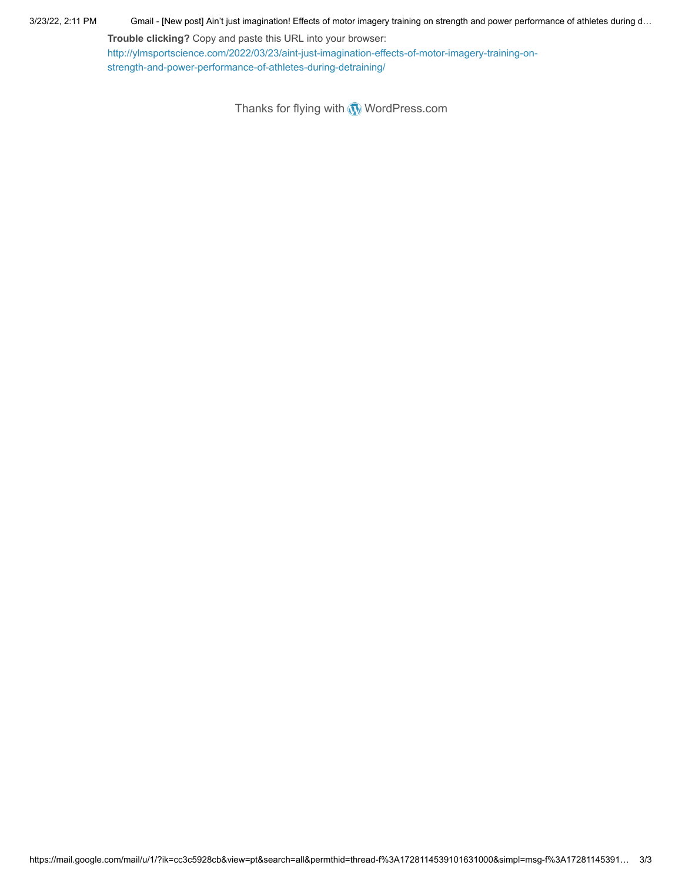**Trouble clicking?** Copy and paste this URL into your browser:
http://ylmsportscience.com/2022/03/23/aint-just-imagination-effects-of-motor-imagery-training-on-strength-and-power-performance-of-athletes-during-detraining/

Thanks for flying with WordPress.com